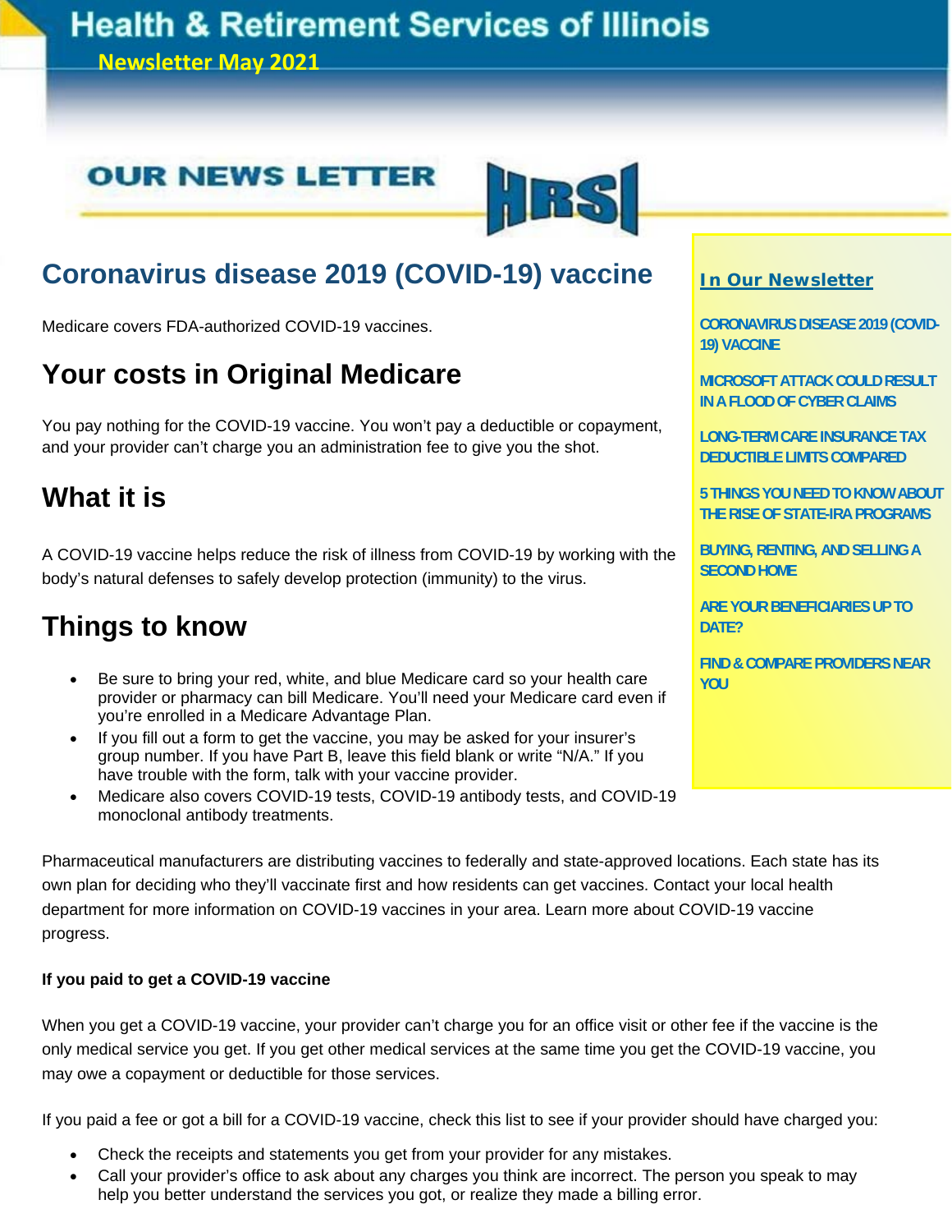# Health & Retirement Services of Illinois

**Newsletter May 2021**

**OUR NEWS LETTER** HRSI

## Coronavirus disease 2019 (COVID-19) vaccine

Medicare covers FDA-authorized COVID-19 vaccines.

## Your costs in Original Medicare

You pay nothing for the COVID-19 vaccine. You won't pay a deductible or copayment, and your provider can't charge you an administration fee to give you the shot.

## What it is

A COVID-19 vaccine helps reduce the risk of illness from COVID-19 by working with the body's natural defenses to safely develop protection (immunity) to the virus.

## Things to know

- Be sure to bring your red, white, and blue Medicare card so your health care provider or pharmacy can bill Medicare. You'll need your Medicare card even if you're enrolled in a Medicare Advantage Plan.
- If you fill out a form to get the vaccine, you may be asked for your insurer's group number. If you have Part B, leave this field blank or write "N/A." If you have trouble with the form, talk with your vaccine provider.
- Medicare also covers COVID-19 tests, COVID-19 antibody tests, and COVID-19 monoclonal antibody treatments.

Pharmaceutical manufacturers are distributing vaccines to federally and state-approved locations. Each state has its own plan for deciding who they'll vaccinate first and how residents can get vaccines. Contact your local health department for more information on COVID-19 vaccines in your area. Learn more about COVID-19 vaccine progress.

**If you paid to get a COVID-19 vaccine**

When you get a COVID-19 vaccine, your provider can't charge you for an office visit or other fee if the vaccine is the only medical service you get. If you get other medical services at the same time you get the COVID-19 vaccine, you may owe a copayment or deductible for those services.

If you paid a fee or got a bill for a COVID-19 vaccine, check this list to see if your provider should have charged you:

- Check the receipts and statements you get from your provider for any mistakes.
- Call your provider's office to ask about any charges you think are incorrect. The person you speak to may help you better understand the services you got, or realize they made a billing error.

**In Our Newsletter**

- CORONAVIRUS DISEASE 2019 (COVID-19) VACCINE
- MICROSOFT ATTACK COULD RESULT IN A FLOOD OF CYBER CLAIMS
- LONG-TERM CARE INSURANCE TAX DEDUCTIBLE LIMITS COMPARED
- 5 THINGS YOU NEED TO KNOW ABOUT THE RISE OF STATE-IRA PROGRAMS
- BUYING, RENTING, AND SELLING A SECOND HOME
- ARE YOUR BENEFICIARIES UP TO DATE?
- FIND & COMPARE PROVIDERS NEAR YOU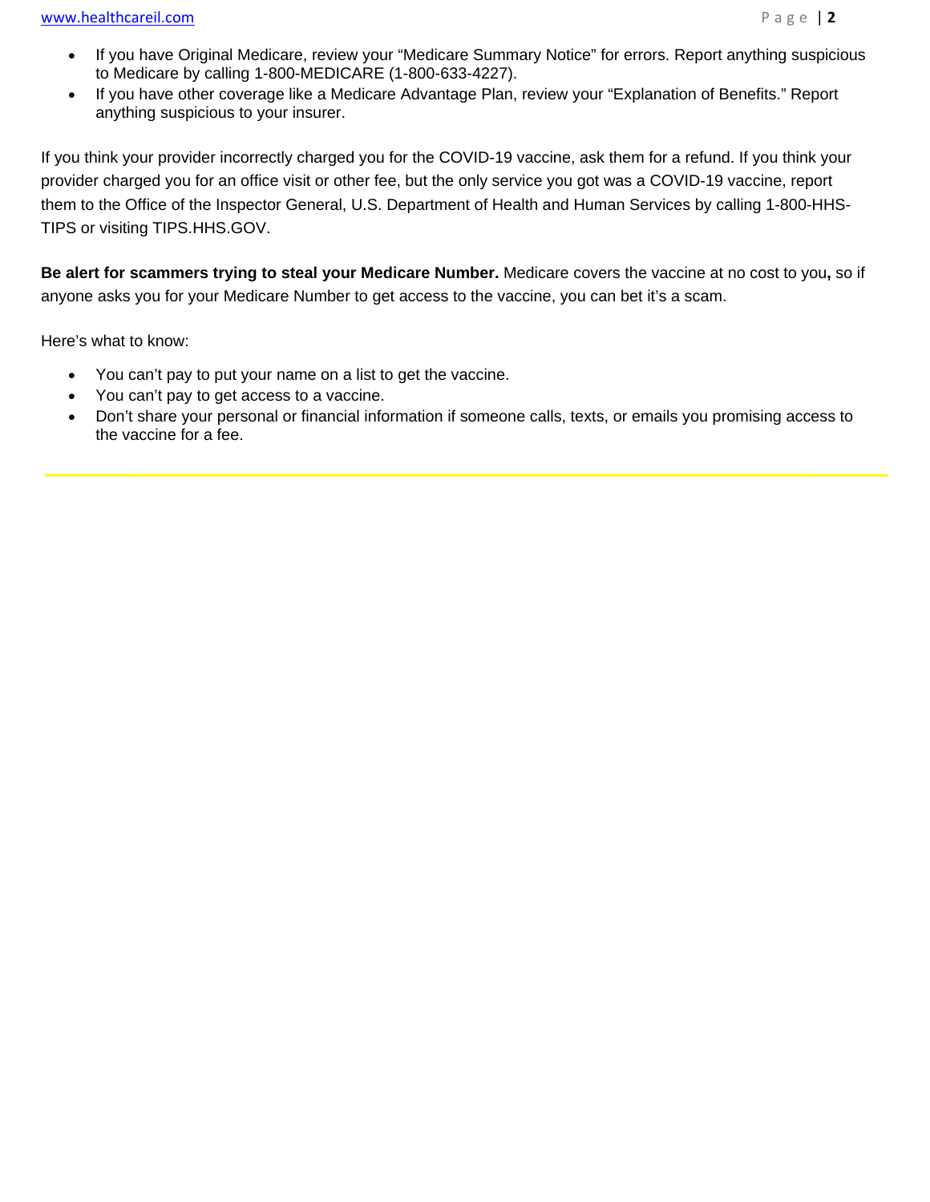- If you have Original Medicare, review your "Medicare Summary Notice" for errors. Report anything suspicious to Medicare by calling 1-800-MEDICARE (1-800-633-4227).
- If you have other coverage like a Medicare Advantage Plan, review your "Explanation of Benefits." Report anything suspicious to your insurer.

If you think your provider incorrectly charged you for the COVID-19 vaccine, ask them for a refund. If you think your provider charged you for an office visit or other fee, but the only service you got was a COVID-19 vaccine, report them to the Office of the Inspector General, U.S. Department of Health and Human Services by calling 1-800-HHS-TIPS or visiting TIPS.HHS.GOV.

**Be alert for scammers trying to steal your Medicare Number.** Medicare covers the vaccine at no cost to you**,** so if anyone asks you for your Medicare Number to get access to the vaccine, you can bet it's a scam.

Here's what to know:

- You can't pay to put your name on a list to get the vaccine.
- You can't pay to get access to a vaccine.
- Don't share your personal or financial information if someone calls, texts, or emails you promising access to the vaccine for a fee.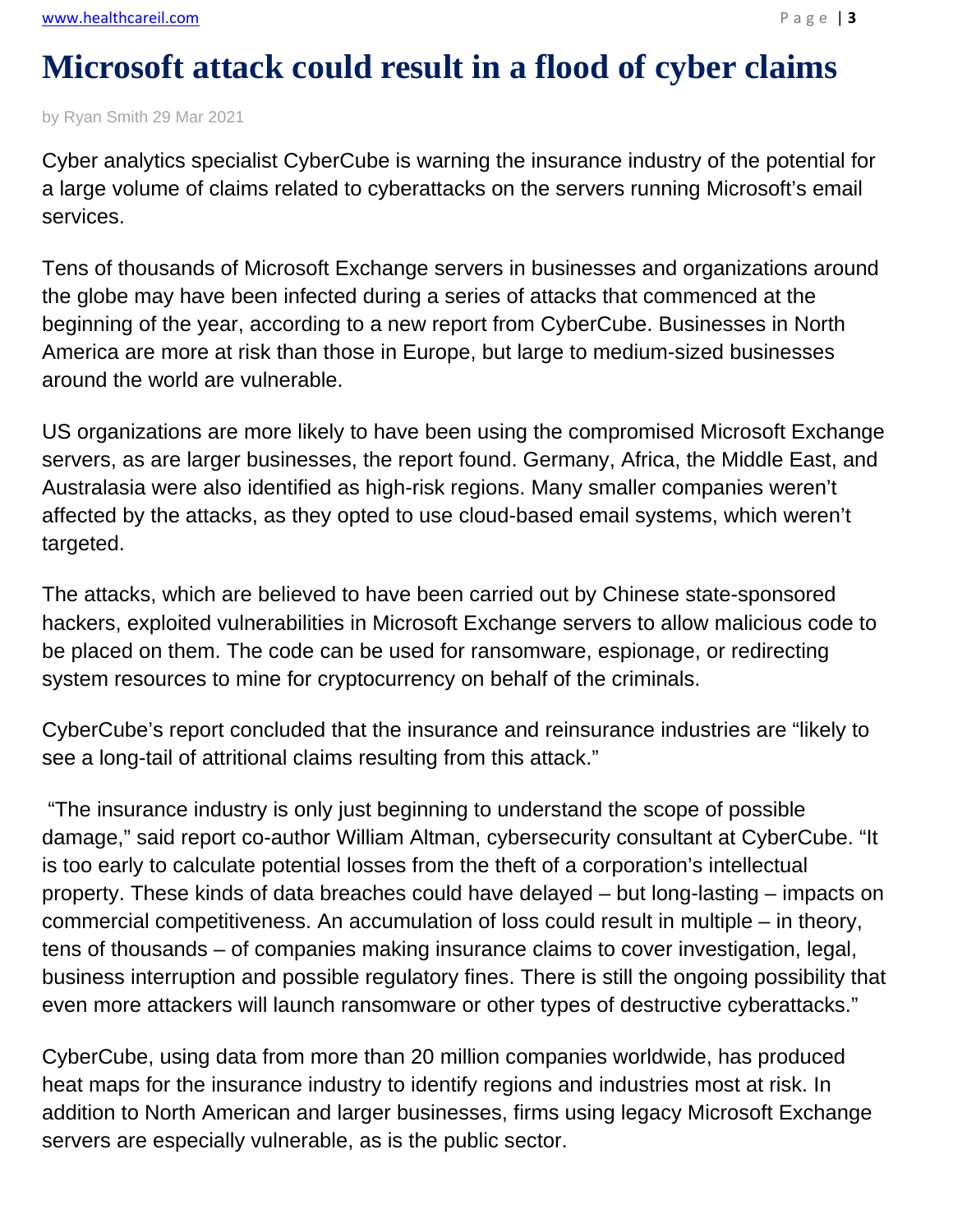# Microsoft attack could result in a flood of cyber claims

by Ryan Smith 29 Mar 2021

Cyber analytics specialist CyberCube is warning the insurance industry of the potential for a large volume of claims related to cyberattacks on the servers running Microsoft's email services.

Tens of thousands of Microsoft Exchange servers in businesses and organizations around the globe may have been infected during a series of attacks that commenced at the beginning of the year, according to a new report from CyberCube. Businesses in North America are more at risk than those in Europe, but large to medium-sized businesses around the world are vulnerable.

US organizations are more likely to have been using the compromised Microsoft Exchange servers, as are larger businesses, the report found. Germany, Africa, the Middle East, and Australasia were also identified as high-risk regions. Many smaller companies weren't affected by the attacks, as they opted to use cloud-based email systems, which weren't targeted.

The attacks, which are believed to have been carried out by Chinese state-sponsored hackers, exploited vulnerabilities in Microsoft Exchange servers to allow malicious code to be placed on them. The code can be used for ransomware, espionage, or redirecting system resources to mine for cryptocurrency on behalf of the criminals.

CyberCube's report concluded that the insurance and reinsurance industries are "likely to see a long-tail of attritional claims resulting from this attack."

"The insurance industry is only just beginning to understand the scope of possible damage," said report co-author William Altman, cybersecurity consultant at CyberCube. "It is too early to calculate potential losses from the theft of a corporation's intellectual property. These kinds of data breaches could have delayed – but long-lasting – impacts on commercial competitiveness. An accumulation of loss could result in multiple – in theory, tens of thousands – of companies making insurance claims to cover investigation, legal, business interruption and possible regulatory fines. There is still the ongoing possibility that even more attackers will launch ransomware or other types of destructive cyberattacks."

CyberCube, using data from more than 20 million companies worldwide, has produced heat maps for the insurance industry to identify regions and industries most at risk. In addition to North American and larger businesses, firms using legacy Microsoft Exchange servers are especially vulnerable, as is the public sector.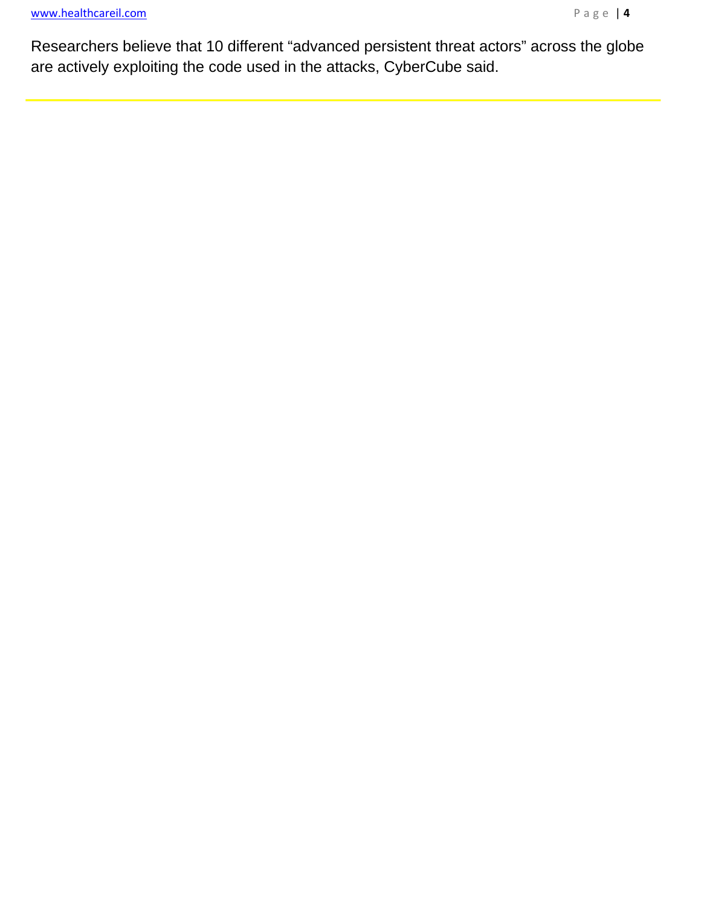Researchers believe that 10 different "advanced persistent threat actors" across the globe are actively exploiting the code used in the attacks, CyberCube said.

---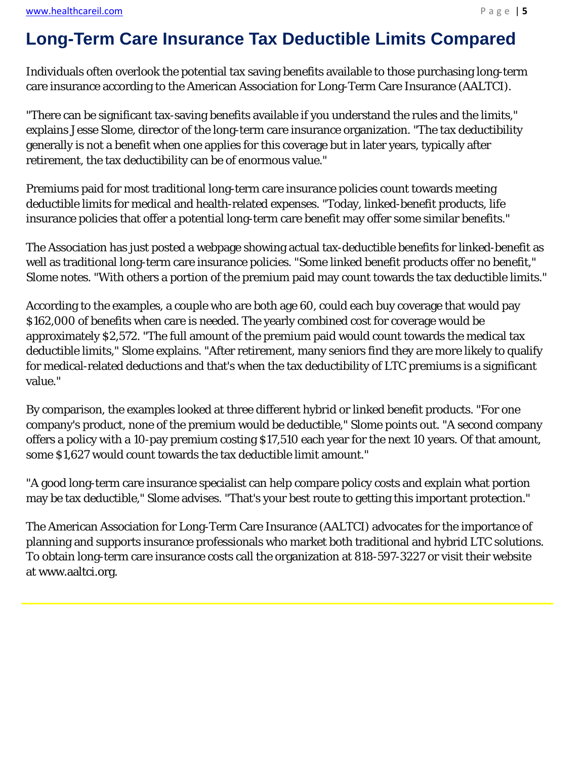# Long-Term Care Insurance Tax Deductible Limits Compared

Individuals often overlook the potential tax saving benefits available to those purchasing long-term care insurance according to the American Association for Long-Term Care Insurance (AALTCI).

"There can be significant tax-saving benefits available if you understand the rules and the limits," explains Jesse Slome, director of the long-term care insurance organization. "The tax deductibility generally is not a benefit when one applies for this coverage but in later years, typically after retirement, the tax deductibility can be of enormous value."

Premiums paid for most traditional long-term care insurance policies count towards meeting deductible limits for medical and health-related expenses. "Today, linked-benefit products, life insurance policies that offer a potential long-term care benefit may offer some similar benefits."

The Association has just posted a webpage showing actual tax-deductible benefits for linked-benefit as well as traditional long-term care insurance policies. "Some linked benefit products offer no benefit," Slome notes. "With others a portion of the premium paid may count towards the tax deductible limits."

According to the examples, a couple who are both age 60, could each buy coverage that would pay $162,000 of benefits when care is needed. The yearly combined cost for coverage would be approximately $2,572. "The full amount of the premium paid would count towards the medical tax deductible limits," Slome explains. "After retirement, many seniors find they are more likely to qualify for medical-related deductions and that's when the tax deductibility of LTC premiums is a significant value."

By comparison, the examples looked at three different hybrid or linked benefit products. "For one company's product, none of the premium would be deductible," Slome points out. "A second company offers a policy with a 10-pay premium costing $17,510 each year for the next 10 years. Of that amount, some $1,627 would count towards the tax deductible limit amount."

"A good long-term care insurance specialist can help compare policy costs and explain what portion may be tax deductible," Slome advises. "That's your best route to getting this important protection."

The American Association for Long-Term Care Insurance (AALTCI) advocates for the importance of planning and supports insurance professionals who market both traditional and hybrid LTC solutions. To obtain long-term care insurance costs call the organization at 818-597-3227 or visit their website at www.aaltci.org.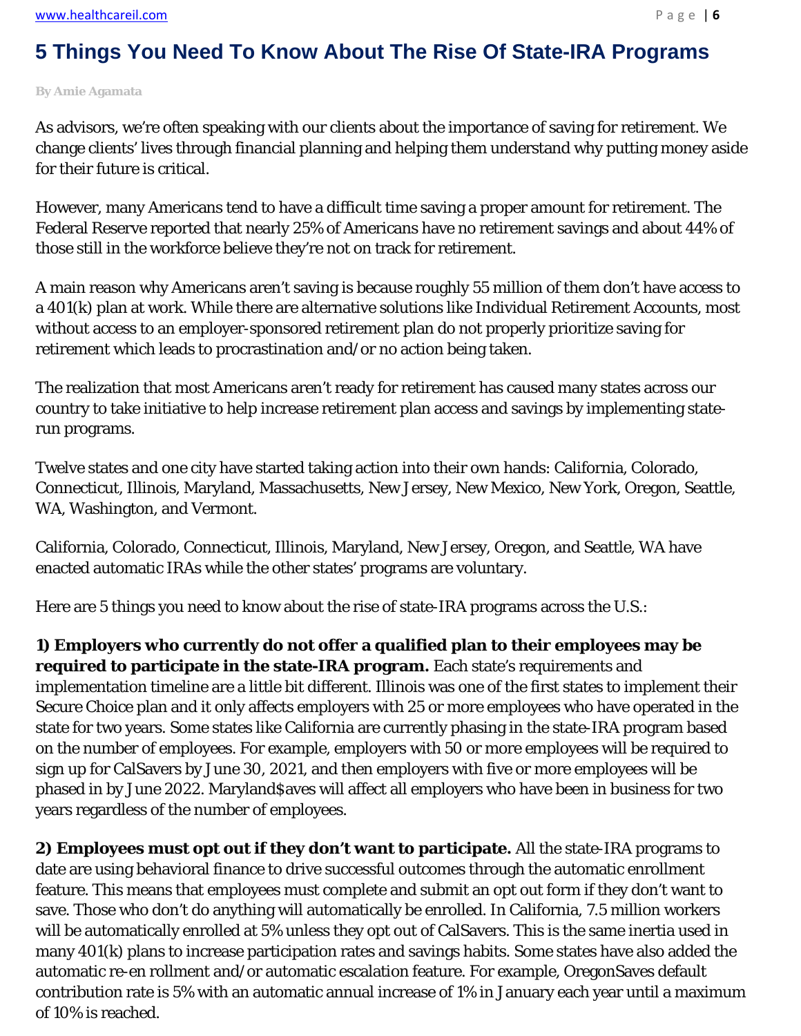# 5 Things You Need To Know About The Rise Of State-IRA Programs

By Amie Agamata

As advisors, we're often speaking with our clients about the importance of saving for retirement. We change clients' lives through financial planning and helping them understand why putting money aside for their future is critical.

However, many Americans tend to have a difficult time saving a proper amount for retirement. The Federal Reserve reported that nearly 25% of Americans have no retirement savings and about 44% of those still in the workforce believe they're not on track for retirement.

A main reason why Americans aren't saving is because roughly 55 million of them don't have access to a 401(k) plan at work. While there are alternative solutions like Individual Retirement Accounts, most without access to an employer-sponsored retirement plan do not properly prioritize saving for retirement which leads to procrastination and/or no action being taken.

The realization that most Americans aren't ready for retirement has caused many states across our country to take initiative to help increase retirement plan access and savings by implementing state-run programs.

Twelve states and one city have started taking action into their own hands: California, Colorado, Connecticut, Illinois, Maryland, Massachusetts, New Jersey, New Mexico, New York, Oregon, Seattle, WA, Washington, and Vermont.

California, Colorado, Connecticut, Illinois, Maryland, New Jersey, Oregon, and Seattle, WA have enacted automatic IRAs while the other states' programs are voluntary.

Here are 5 things you need to know about the rise of state-IRA programs across the U.S.:

**1) Employers who currently do not offer a qualified plan to their employees may be required to participate in the state-IRA program.** Each state's requirements and implementation timeline are a little bit different. Illinois was one of the first states to implement their Secure Choice plan and it only affects employers with 25 or more employees who have operated in the state for two years. Some states like California are currently phasing in the state-IRA program based on the number of employees. For example, employers with 50 or more employees will be required to sign up for CalSavers by June 30, 2021, and then employers with five or more employees will be phased in by June 2022. Maryland$aves will affect all employers who have been in business for two years regardless of the number of employees.

**2) Employees must opt out if they don't want to participate.** All the state-IRA programs to date are using behavioral finance to drive successful outcomes through the automatic enrollment feature. This means that employees must complete and submit an opt out form if they don't want to save. Those who don't do anything will automatically be enrolled. In California, 7.5 million workers will be automatically enrolled at 5% unless they opt out of CalSavers. This is the same inertia used in many 401(k) plans to increase participation rates and savings habits. Some states have also added the automatic re-en rollment and/or automatic escalation feature. For example, OregonSaves default contribution rate is 5% with an automatic annual increase of 1% in January each year until a maximum of 10% is reached.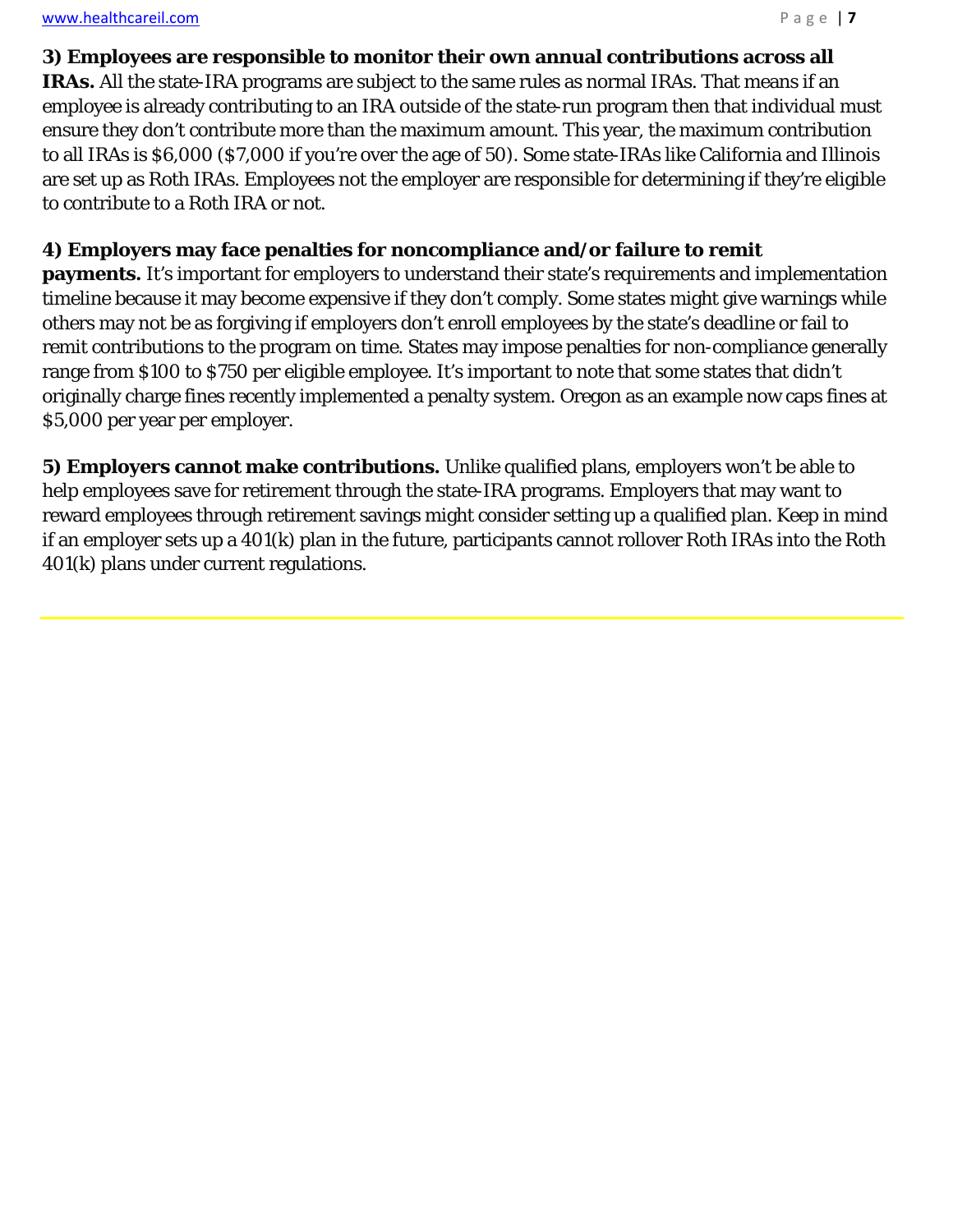**3) Employees are responsible to monitor their own annual contributions across all IRAs.** All the state-IRA programs are subject to the same rules as normal IRAs. That means if an employee is already contributing to an IRA outside of the state-run program then that individual must ensure they don't contribute more than the maximum amount. This year, the maximum contribution to all IRAs is $6,000 ($7,000 if you're over the age of 50). Some state-IRAs like California and Illinois are set up as Roth IRAs. Employees not the employer are responsible for determining if they're eligible to contribute to a Roth IRA or not.

**4) Employers may face penalties for noncompliance and/or failure to remit payments.** It's important for employers to understand their state's requirements and implementation timeline because it may become expensive if they don't comply. Some states might give warnings while others may not be as forgiving if employers don't enroll employees by the state's deadline or fail to remit contributions to the program on time. States may impose penalties for non-compliance generally range from $100 to $750 per eligible employee. It's important to note that some states that didn't originally charge fines recently implemented a penalty system. Oregon as an example now caps fines at $5,000 per year per employer.

**5) Employers cannot make contributions.** Unlike qualified plans, employers won't be able to help employees save for retirement through the state-IRA programs. Employers that may want to reward employees through retirement savings might consider setting up a qualified plan. Keep in mind if an employer sets up a 401(k) plan in the future, participants cannot rollover Roth IRAs into the Roth 401(k) plans under current regulations.

---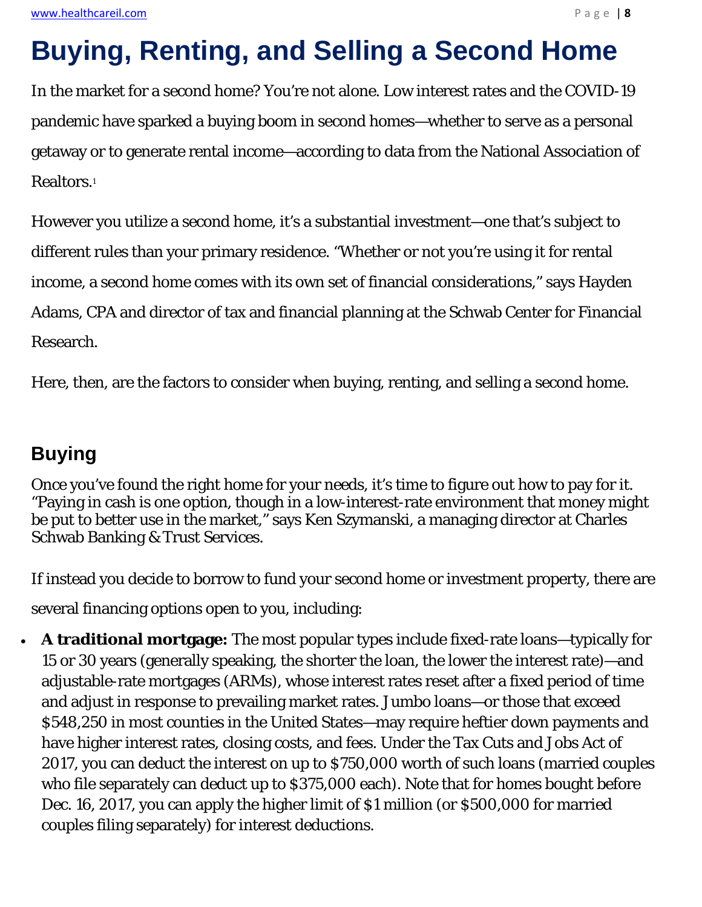# Buying, Renting, and Selling a Second Home

In the market for a second home? You're not alone. Low interest rates and the COVID-19 pandemic have sparked a buying boom in second homes—whether to serve as a personal getaway or to generate rental income—according to data from the National Association of Realtors.[1]

However you utilize a second home, it's a substantial investment—one that's subject to different rules than your primary residence. "Whether or not you're using it for rental income, a second home comes with its own set of financial considerations," says Hayden Adams, CPA and director of tax and financial planning at the Schwab Center for Financial Research.

Here, then, are the factors to consider when buying, renting, and selling a second home.

## Buying

Once you've found the right home for your needs, it's time to figure out how to pay for it. "Paying in cash is one option, though in a low-interest-rate environment that money might be put to better use in the market," says Ken Szymanski, a managing director at Charles Schwab Banking & Trust Services.

If instead you decide to borrow to fund your second home or investment property, there are several financing options open to you, including:

- **A traditional mortgage:** The most popular types include fixed-rate loans—typically for 15 or 30 years (generally speaking, the shorter the loan, the lower the interest rate)—and adjustable-rate mortgages (ARMs), whose interest rates reset after a fixed period of time and adjust in response to prevailing market rates. Jumbo loans—or those that exceed $548,250 in most counties in the United States—may require heftier down payments and have higher interest rates, closing costs, and fees. Under the Tax Cuts and Jobs Act of 2017, you can deduct the interest on up to $750,000 worth of such loans (married couples who file separately can deduct up to $375,000 each). Note that for homes bought before Dec. 16, 2017, you can apply the higher limit of $1 million (or $500,000 for married couples filing separately) for interest deductions.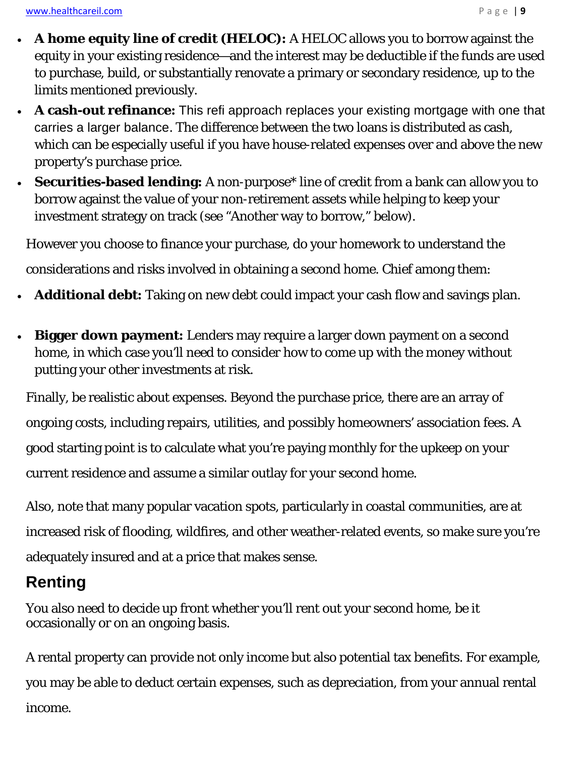- **A home equity line of credit (HELOC):** A HELOC allows you to borrow against the equity in your existing residence—and the interest may be deductible if the funds are used to purchase, build, or substantially renovate a primary or secondary residence, up to the limits mentioned previously.
- **A cash-out refinance:** This refi approach replaces your existing mortgage with one that carries a larger balance. The difference between the two loans is distributed as cash, which can be especially useful if you have house-related expenses over and above the new property's purchase price.
- **Securities-based lending:** A non-purpose* line of credit from a bank can allow you to borrow against the value of your non-retirement assets while helping to keep your investment strategy on track (see "Another way to borrow," below).

However you choose to finance your purchase, do your homework to understand the considerations and risks involved in obtaining a second home. Chief among them:

- **Additional debt:** Taking on new debt could impact your cash flow and savings plan.
- **Bigger down payment:** Lenders may require a larger down payment on a second home, in which case you'll need to consider how to come up with the money without putting your other investments at risk.

Finally, be realistic about expenses. Beyond the purchase price, there are an array of ongoing costs, including repairs, utilities, and possibly homeowners' association fees. A good starting point is to calculate what you're paying monthly for the upkeep on your current residence and assume a similar outlay for your second home.

Also, note that many popular vacation spots, particularly in coastal communities, are at increased risk of flooding, wildfires, and other weather-related events, so make sure you're adequately insured and at a price that makes sense.

## Renting

You also need to decide up front whether you'll rent out your second home, be it occasionally or on an ongoing basis.

A rental property can provide not only income but also potential tax benefits. For example, you may be able to deduct certain expenses, such as depreciation, from your annual rental income.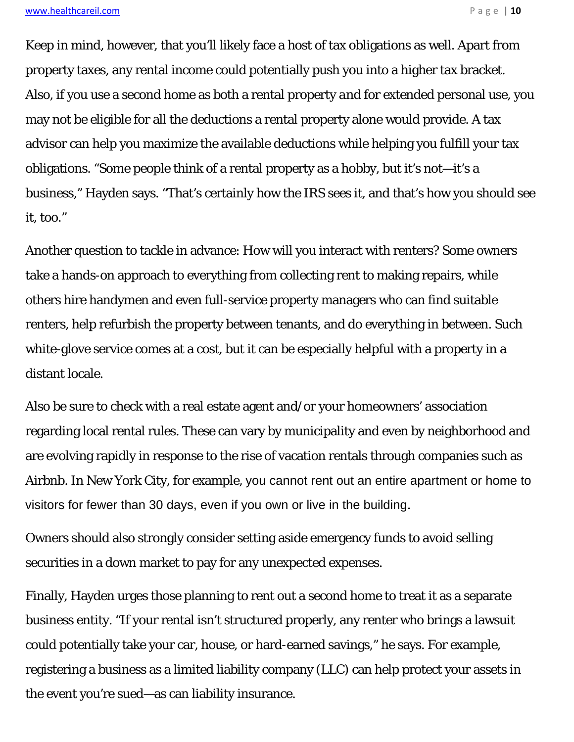Keep in mind, however, that you'll likely face a host of tax obligations as well. Apart from property taxes, any rental income could potentially push you into a higher tax bracket. Also, if you use a second home as both a rental property *and* for extended personal use, you may not be eligible for all the deductions a rental property alone would provide. A tax advisor can help you maximize the available deductions while helping you fulfill your tax obligations. "Some people think of a rental property as a hobby, but it's not—it's a business," Hayden says. "That's certainly how the IRS sees it, and that's how you should see it, too."

Another question to tackle in advance: How will you interact with renters? Some owners take a hands-on approach to everything from collecting rent to making repairs, while others hire handymen and even full-service property managers who can find suitable renters, help refurbish the property between tenants, and do everything in between. Such white-glove service comes at a cost, but it can be especially helpful with a property in a distant locale.

Also be sure to check with a real estate agent and/or your homeowners' association regarding local rental rules. These can vary by municipality and even by neighborhood and are evolving rapidly in response to the rise of vacation rentals through companies such as Airbnb. In New York City, for example, you cannot rent out an entire apartment or home to visitors for fewer than 30 days, even if you own or live in the building.

Owners should also strongly consider setting aside emergency funds to avoid selling securities in a down market to pay for any unexpected expenses.

Finally, Hayden urges those planning to rent out a second home to treat it as a separate business entity. "If your rental isn't structured properly, any renter who brings a lawsuit could potentially take your car, house, or hard-earned savings," he says. For example, registering a business as a limited liability company (LLC) can help protect your assets in the event you're sued—as can liability insurance.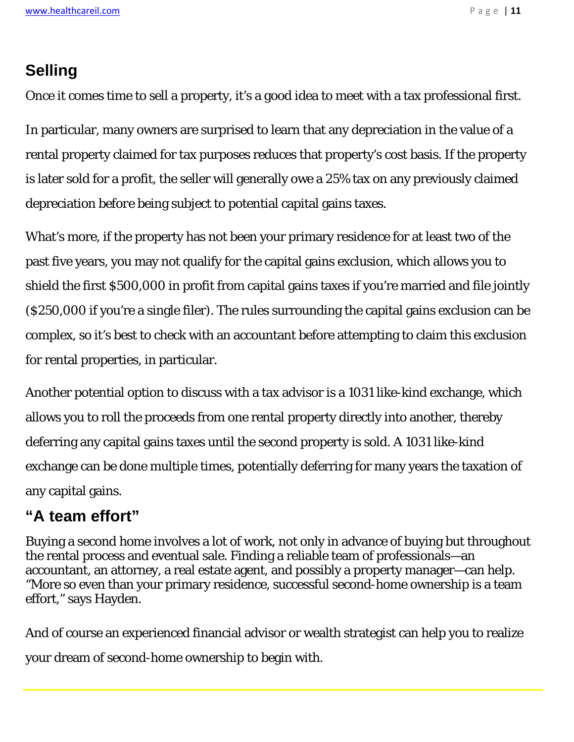## Selling

Once it comes time to sell a property, it's a good idea to meet with a tax professional first.

In particular, many owners are surprised to learn that any depreciation in the value of a rental property claimed for tax purposes reduces that property's cost basis. If the property is later sold for a profit, the seller will generally owe a 25% tax on any previously claimed depreciation *before* being subject to potential capital gains taxes.

What's more, if the property has not been your primary residence for at least two of the past five years, you may not qualify for the capital gains exclusion, which allows you to shield the first $500,000 in profit from capital gains taxes if you're married and file jointly ($250,000 if you're a single filer). The rules surrounding the capital gains exclusion can be complex, so it's best to check with an accountant before attempting to claim this exclusion for rental properties, in particular.

Another potential option to discuss with a tax advisor is a 1031 like-kind exchange, which allows you to roll the proceeds from one rental property directly into another, thereby deferring any capital gains taxes until the second property is sold. A 1031 like-kind exchange can be done multiple times, potentially deferring for many years the taxation of any capital gains.

## "A team effort"

Buying a second home involves a lot of work, not only in advance of buying but throughout the rental process and eventual sale. Finding a reliable team of professionals—an accountant, an attorney, a real estate agent, and possibly a property manager—can help. "More so even than your primary residence, successful second-home ownership is a team effort," says Hayden.

And of course an experienced financial advisor or wealth strategist can help you to realize your dream of second-home ownership to begin with.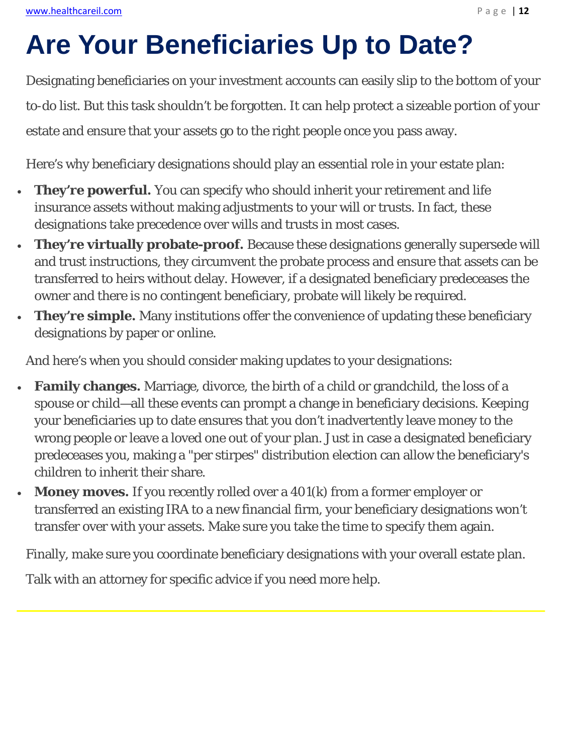# Are Your Beneficiaries Up to Date?

Designating beneficiaries on your investment accounts can easily slip to the bottom of your to-do list. But this task shouldn't be forgotten. It can help protect a sizeable portion of your estate and ensure that your assets go to the right people once you pass away.

Here's why beneficiary designations should play an essential role in your estate plan:

- **They're powerful.** You can specify who should inherit your retirement and life insurance assets without making adjustments to your will or trusts. In fact, these designations take precedence over wills and trusts in most cases.
- **They're virtually probate-proof.** Because these designations generally supersede will and trust instructions, they circumvent the probate process and ensure that assets can be transferred to heirs without delay. However, if a designated beneficiary predeceases the owner and there is no contingent beneficiary, probate will likely be required.
- **They're simple.** Many institutions offer the convenience of updating these beneficiary designations by paper or online.

And here's when you should consider making updates to your designations:

- **Family changes.** Marriage, divorce, the birth of a child or grandchild, the loss of a spouse or child—all these events can prompt a change in beneficiary decisions. Keeping your beneficiaries up to date ensures that you don't inadvertently leave money to the wrong people or leave a loved one out of your plan. Just in case a designated beneficiary predeceases you, making a "per stirpes" distribution election can allow the beneficiary's children to inherit their share.
- **Money moves.** If you recently rolled over a 401(k) from a former employer or transferred an existing IRA to a new financial firm, your beneficiary designations won't transfer over with your assets. Make sure you take the time to specify them again.

Finally, make sure you coordinate beneficiary designations with your overall estate plan.

Talk with an attorney for specific advice if you need more help.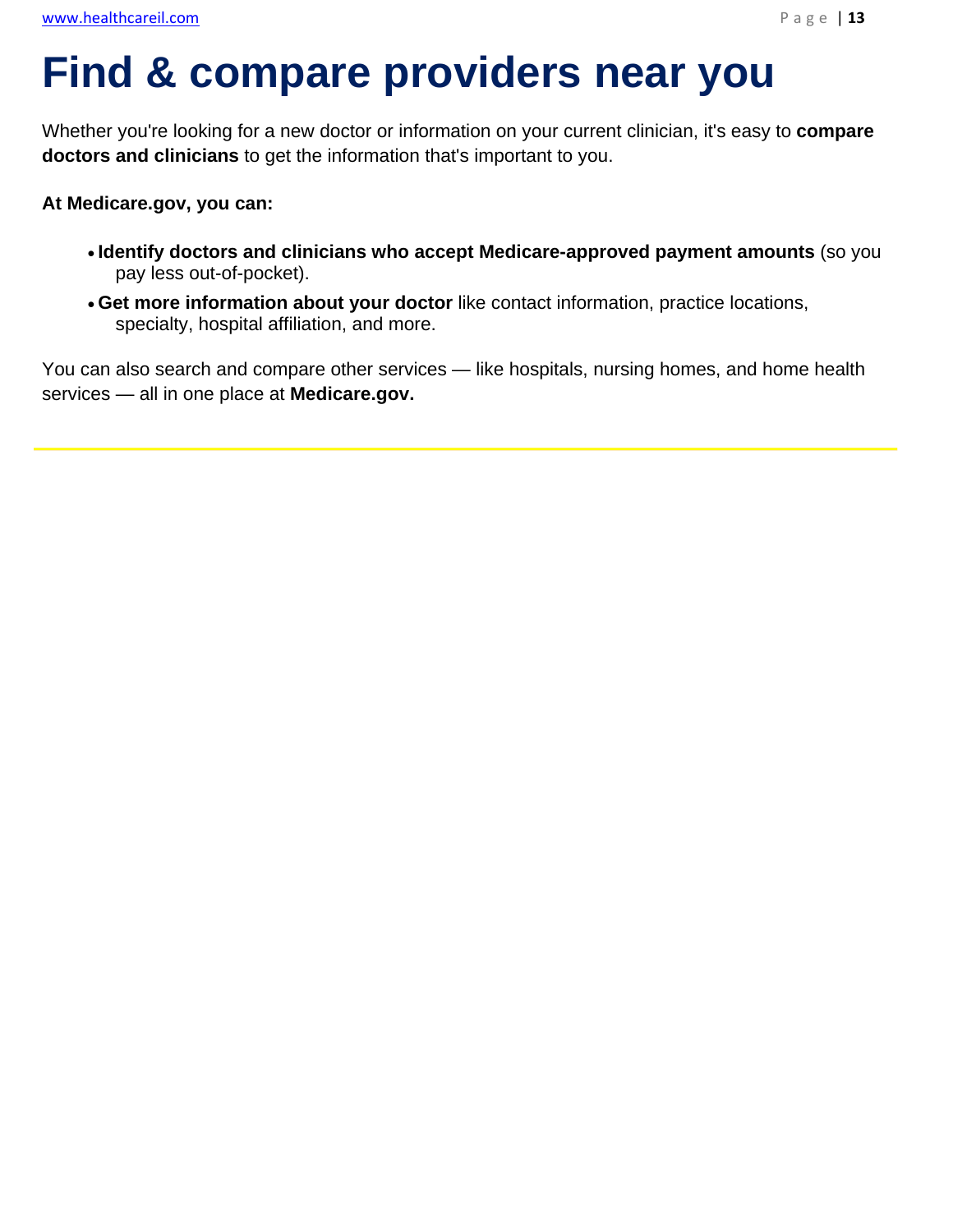# Find & compare providers near you

Whether you're looking for a new doctor or information on your current clinician, it's easy to **compare doctors and clinicians** to get the information that's important to you.

**At Medicare.gov, you can:**

- **Identify doctors and clinicians who accept Medicare-approved payment amounts** (so you pay less out-of-pocket).
- **Get more information about your doctor** like contact information, practice locations, specialty, hospital affiliation, and more.

You can also search and compare other services — like hospitals, nursing homes, and home health services — all in one place at **Medicare.gov.**

---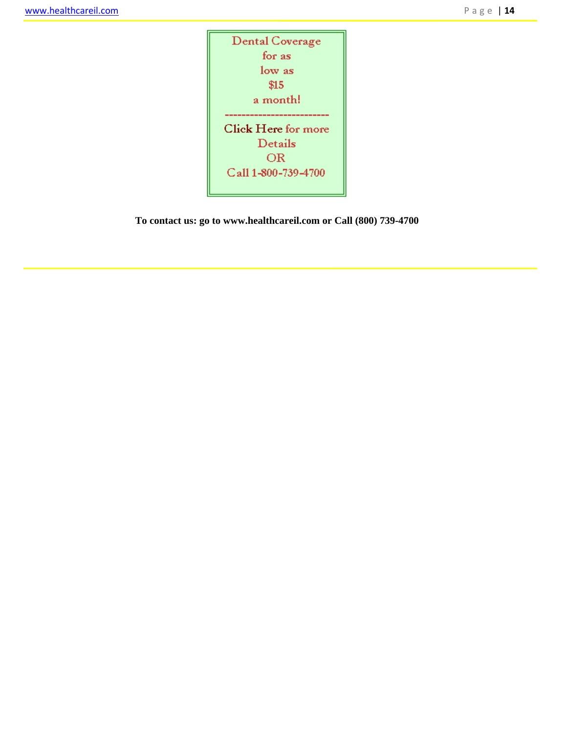Dental Coverage
for as
low as
$15
a month!

------------------------

Click Here for more
Details
OR
Call 1-800-739-4700

**To contact us: go to www.healthcareil.com or Call (800) 739-4700**